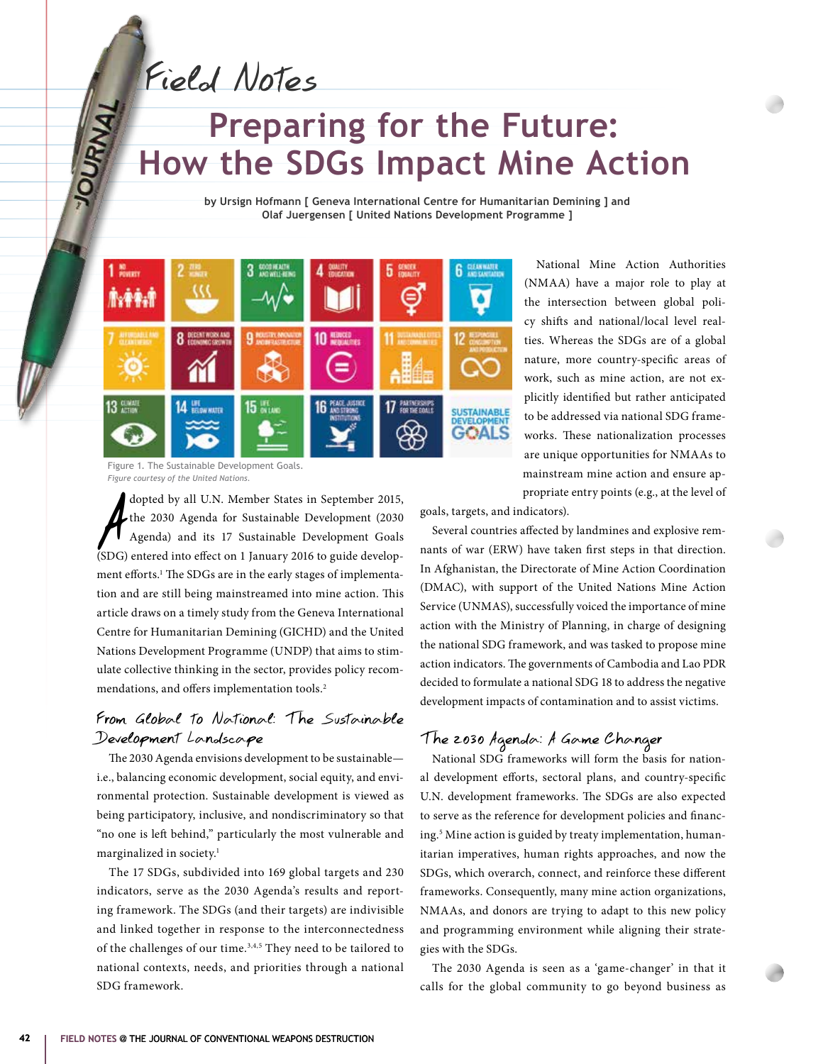Field Notes

# Preparing for the Future: How the SDGs Impact Mine Action

by Ursign Hofmann [ Geneva International Centre for Humanitarian Demining ] and Olaf Juergensen [ United Nations Development Programme ]

Figure 1. The Sustainable Development Goals.
*Figure courtesy of the United Nations.*

Adopted by all U.N. Member States in September 2015, the 2030 Agenda for Sustainable Development (2030 Agenda) and its 17 Sustainable Development Goals (SDG) entered into effect on 1 January 2016 to guide development efforts.[1] The SDGs are in the early stages of implementation and are still being mainstreamed into mine action. This article draws on a timely study from the Geneva International Centre for Humanitarian Demining (GICHD) and the United Nations Development Programme (UNDP) that aims to stimulate collective thinking in the sector, provides policy recommendations, and offers implementation tools.[2]

## From Global to National: The Sustainable Development Landscape

The 2030 Agenda envisions development to be sustainable—i.e., balancing economic development, social equity, and environmental protection. Sustainable development is viewed as being participatory, inclusive, and nondiscriminatory so that "no one is left behind," particularly the most vulnerable and marginalized in society.[1]

The 17 SDGs, subdivided into 169 global targets and 230 indicators, serve as the 2030 Agenda's results and reporting framework. The SDGs (and their targets) are indivisible and linked together in response to the interconnectedness of the challenges of our time.[3,4,5] They need to be tailored to national contexts, needs, and priorities through a national SDG framework.

National Mine Action Authorities (NMAA) have a major role to play at the intersection between global policy shifts and national/local level realities. Whereas the SDGs are of a global nature, more country-specific areas of work, such as mine action, are not explicitly identified but rather anticipated to be addressed via national SDG frameworks. These nationalization processes are unique opportunities for NMAAs to mainstream mine action and ensure appropriate entry points (e.g., at the level of goals, targets, and indicators).

Several countries affected by landmines and explosive remnants of war (ERW) have taken first steps in that direction. In Afghanistan, the Directorate of Mine Action Coordination (DMAC), with support of the United Nations Mine Action Service (UNMAS), successfully voiced the importance of mine action with the Ministry of Planning, in charge of designing the national SDG framework, and was tasked to propose mine action indicators. The governments of Cambodia and Lao PDR decided to formulate a national SDG 18 to address the negative development impacts of contamination and to assist victims.

## The 2030 Agenda: A Game Changer

National SDG frameworks will form the basis for national development efforts, sectoral plans, and country-specific U.N. development frameworks. The SDGs are also expected to serve as the reference for development policies and financing.[5] Mine action is guided by treaty implementation, humanitarian imperatives, human rights approaches, and now the SDGs, which overarch, connect, and reinforce these different frameworks. Consequently, many mine action organizations, NMAAs, and donors are trying to adapt to this new policy and programming environment while aligning their strategies with the SDGs.

The 2030 Agenda is seen as a 'game-changer' in that it calls for the global community to go beyond business as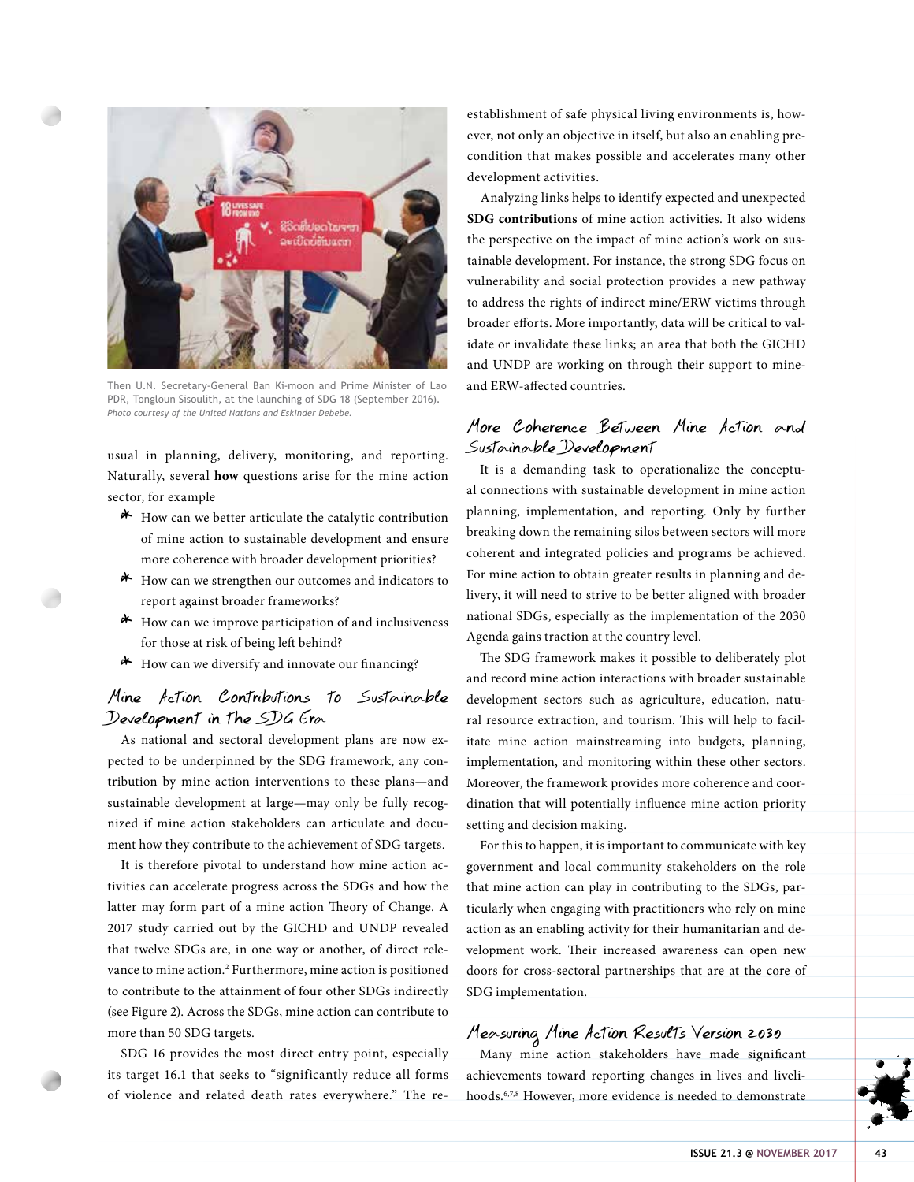Then U.N. Secretary-General Ban Ki-moon and Prime Minister of Lao PDR, Tongloun Sisoulith, at the launching of SDG 18 (September 2016).
*Photo courtesy of the United Nations and Eskinder Debebe.*

usual in planning, delivery, monitoring, and reporting. Naturally, several **how** questions arise for the mine action sector, for example

- How can we better articulate the catalytic contribution of mine action to sustainable development and ensure more coherence with broader development priorities?
- How can we strengthen our outcomes and indicators to report against broader frameworks?
- How can we improve participation of and inclusiveness for those at risk of being left behind?
- How can we diversify and innovate our financing?

## Mine Action Contributions to Sustainable Development in the SDG Era

As national and sectoral development plans are now expected to be underpinned by the SDG framework, any contribution by mine action interventions to these plans—and sustainable development at large—may only be fully recognized if mine action stakeholders can articulate and document how they contribute to the achievement of SDG targets.

It is therefore pivotal to understand how mine action activities can accelerate progress across the SDGs and how the latter may form part of a mine action Theory of Change. A 2017 study carried out by the GICHD and UNDP revealed that twelve SDGs are, in one way or another, of direct relevance to mine action.[2] Furthermore, mine action is positioned to contribute to the attainment of four other SDGs indirectly (see Figure 2). Across the SDGs, mine action can contribute to more than 50 SDG targets.

SDG 16 provides the most direct entry point, especially its target 16.1 that seeks to "significantly reduce all forms of violence and related death rates everywhere." The establishment of safe physical living environments is, however, not only an objective in itself, but also an enabling precondition that makes possible and accelerates many other development activities.

Analyzing links helps to identify expected and unexpected **SDG contributions** of mine action activities. It also widens the perspective on the impact of mine action's work on sustainable development. For instance, the strong SDG focus on vulnerability and social protection provides a new pathway to address the rights of indirect mine/ERW victims through broader efforts. More importantly, data will be critical to validate or invalidate these links; an area that both the GICHD and UNDP are working on through their support to mine- and ERW-affected countries.

## More Coherence Between Mine Action and Sustainable Development

It is a demanding task to operationalize the conceptual connections with sustainable development in mine action planning, implementation, and reporting. Only by further breaking down the remaining silos between sectors will more coherent and integrated policies and programs be achieved. For mine action to obtain greater results in planning and delivery, it will need to strive to be better aligned with broader national SDGs, especially as the implementation of the 2030 Agenda gains traction at the country level.

The SDG framework makes it possible to deliberately plot and record mine action interactions with broader sustainable development sectors such as agriculture, education, natural resource extraction, and tourism. This will help to facilitate mine action mainstreaming into budgets, planning, implementation, and monitoring within these other sectors. Moreover, the framework provides more coherence and coordination that will potentially influence mine action priority setting and decision making.

For this to happen, it is important to communicate with key government and local community stakeholders on the role that mine action can play in contributing to the SDGs, particularly when engaging with practitioners who rely on mine action as an enabling activity for their humanitarian and development work. Their increased awareness can open new doors for cross-sectoral partnerships that are at the core of SDG implementation.

## Measuring Mine Action Results Version 2030

Many mine action stakeholders have made significant achievements toward reporting changes in lives and livelihoods.[6,7,8] However, more evidence is needed to demonstrate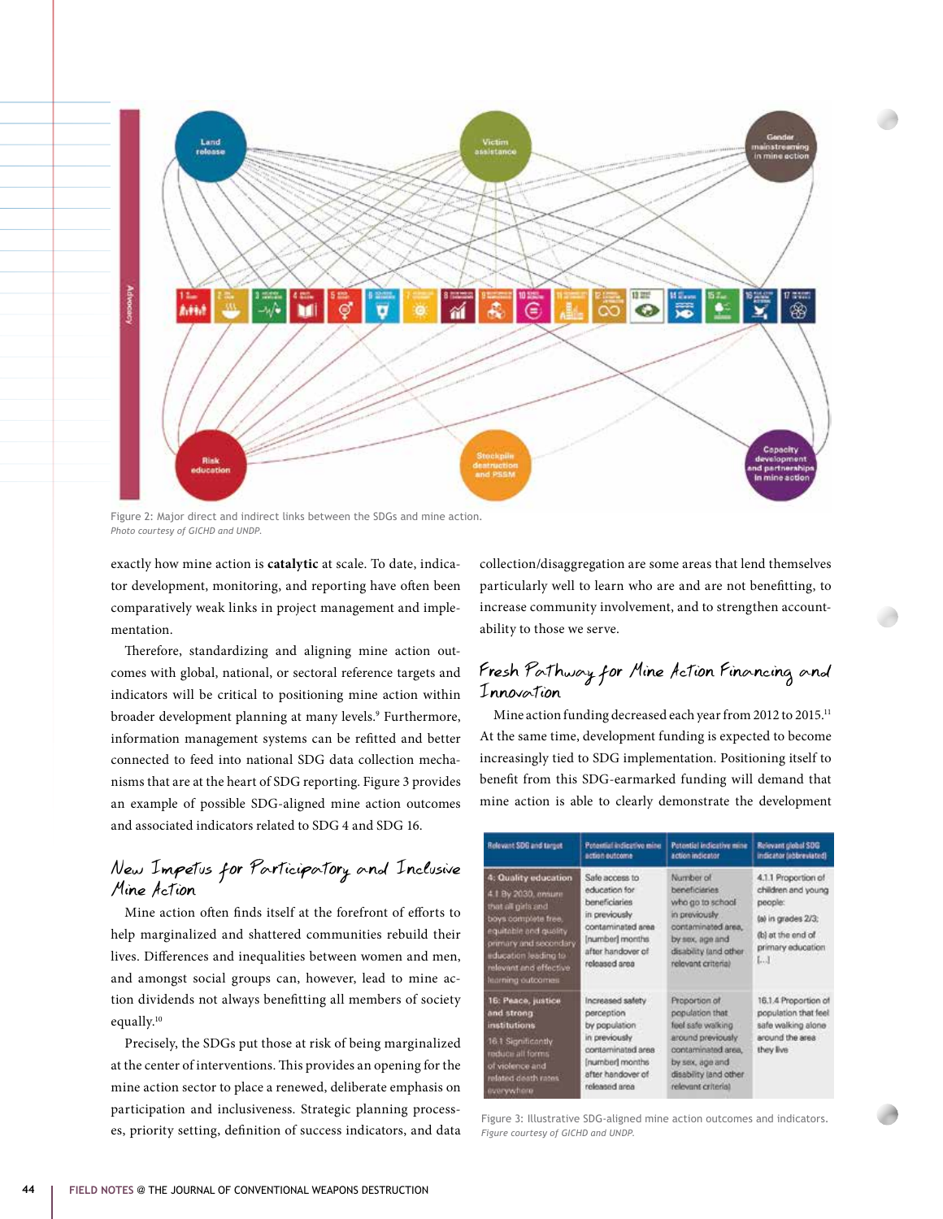Figure 2: Major direct and indirect links between the SDGs and mine action.
*Photo courtesy of GICHD and UNDP.*

exactly how mine action is **catalytic** at scale. To date, indicator development, monitoring, and reporting have often been comparatively weak links in project management and implementation.

Therefore, standardizing and aligning mine action outcomes with global, national, or sectoral reference targets and indicators will be critical to positioning mine action within broader development planning at many levels.[9] Furthermore, information management systems can be refitted and better connected to feed into national SDG data collection mechanisms that are at the heart of SDG reporting. Figure 3 provides an example of possible SDG-aligned mine action outcomes and associated indicators related to SDG 4 and SDG 16.

## New Impetus for Participatory and Inclusive Mine Action

Mine action often finds itself at the forefront of efforts to help marginalized and shattered communities rebuild their lives. Differences and inequalities between women and men, and amongst social groups can, however, lead to mine action dividends not always benefitting all members of society equally.[10]

Precisely, the SDGs put those at risk of being marginalized at the center of interventions. This provides an opening for the mine action sector to place a renewed, deliberate emphasis on participation and inclusiveness. Strategic planning processes, priority setting, definition of success indicators, and data collection/disaggregation are some areas that lend themselves particularly well to learn who are and are not benefitting, to increase community involvement, and to strengthen accountability to those we serve.

## Fresh Pathway for Mine Action Financing and Innovation

Mine action funding decreased each year from 2012 to 2015.[11] At the same time, development funding is expected to become increasingly tied to SDG implementation. Positioning itself to benefit from this SDG-earmarked funding will demand that mine action is able to clearly demonstrate the development

| Relevant SDG and target | Potential indicative mine action outcome | Potential indicative mine action indicator | Relevant global SDG indicator (abbreviated) |
|---|---|---|---|
| **4: Quality education** 4.1 By 2030, ensure that all girls and boys complete free, equitable and quality primary and secondary education leading to relevant and effective learning outcomes | Safe access to education for beneficiaries in previously contaminated area [number] months after handover of released area | Number of beneficiaries who go to school in previously contaminated area, by sex, age and disability (and other relevant criteria) | 4.1.1 Proportion of children and young people: (a) in grades 2/3; (b) at the end of primary education [...] |
| **16: Peace, justice and strong institutions** 16.1 Significantly reduce all forms of violence and related death rates everywhere | Increased safety perception by population in previously contaminated area [number] months after handover of released area | Proportion of population that feel safe walking around previously contaminated area, by sex, age and disability (and other relevant criteria) | 16.1.4 Proportion of population that feel safe walking alone around the area they live |

Figure 3: Illustrative SDG-aligned mine action outcomes and indicators.
*Figure courtesy of GICHD and UNDP.*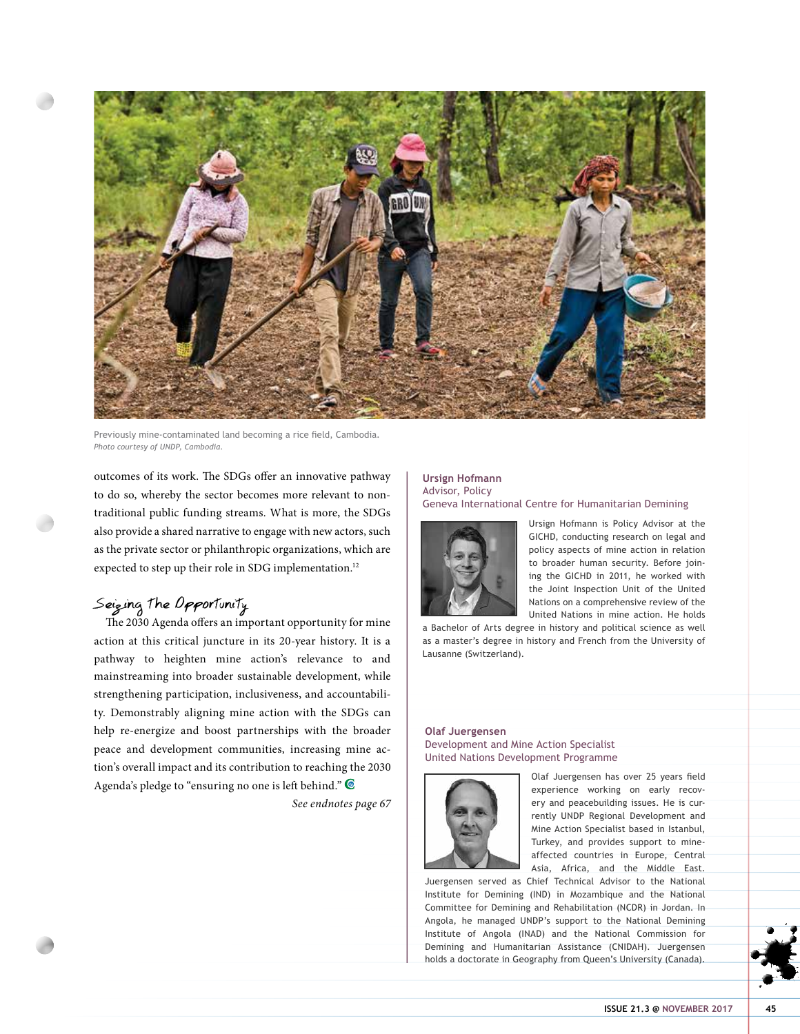Previously mine-contaminated land becoming a rice field, Cambodia.
*Photo courtesy of UNDP, Cambodia.*

outcomes of its work. The SDGs offer an innovative pathway to do so, whereby the sector becomes more relevant to non-traditional public funding streams. What is more, the SDGs also provide a shared narrative to engage with new actors, such as the private sector or philanthropic organizations, which are expected to step up their role in SDG implementation.[12]

## Seizing the Opportunity

The 2030 Agenda offers an important opportunity for mine action at this critical juncture in its 20-year history. It is a pathway to heighten mine action's relevance to and mainstreaming into broader sustainable development, while strengthening participation, inclusiveness, and accountability. Demonstrably aligning mine action with the SDGs can help re-energize and boost partnerships with the broader peace and development communities, increasing mine action's overall impact and its contribution to reaching the 2030 Agenda's pledge to "ensuring no one is left behind."

*See endnotes page 67*

**Ursign Hofmann**
Advisor, Policy
Geneva International Centre for Humanitarian Demining

Ursign Hofmann is Policy Advisor at the GICHD, conducting research on legal and policy aspects of mine action in relation to broader human security. Before joining the GICHD in 2011, he worked with the Joint Inspection Unit of the United Nations on a comprehensive review of the United Nations in mine action. He holds a Bachelor of Arts degree in history and political science as well as a master's degree in history and French from the University of Lausanne (Switzerland).

**Olaf Juergensen**
Development and Mine Action Specialist
United Nations Development Programme

Olaf Juergensen has over 25 years field experience working on early recovery and peacebuilding issues. He is currently UNDP Regional Development and Mine Action Specialist based in Istanbul, Turkey, and provides support to mine-affected countries in Europe, Central Asia, Africa, and the Middle East. Juergensen served as Chief Technical Advisor to the National Institute for Demining (IND) in Mozambique and the National Committee for Demining and Rehabilitation (NCDR) in Jordan. In Angola, he managed UNDP's support to the National Demining Institute of Angola (INAD) and the National Commission for Demining and Humanitarian Assistance (CNIDAH). Juergensen holds a doctorate in Geography from Queen's University (Canada).